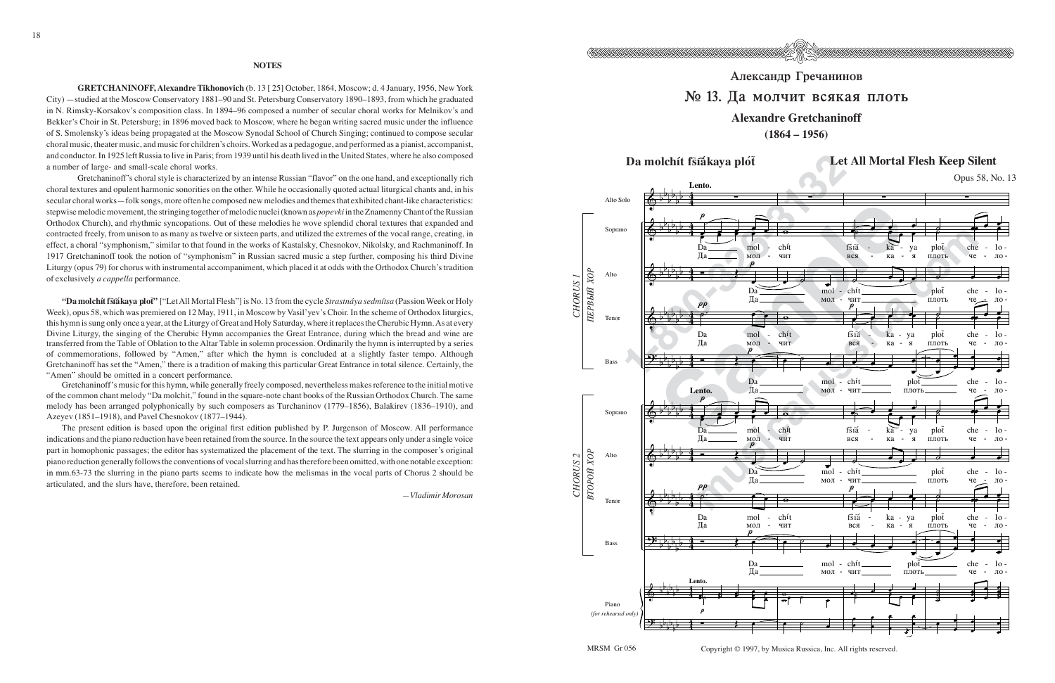## NOTES

**GRETCHANINOFF, Alexandre Tikhonovich** (b. 13 [ 25] October, 1864, Moscow; d. 4 January, 1956, New York City) —studied at the Moscow Conservatory 1881–90 and St. Petersburg Conservatory 1890–1893, from which he graduated in N. Rimsky-Korsakov's composition class. In 1894–96 composed a number of secular choral works for Melnikov's and Bekker's Choir in St. Petersburg; in 1896 moved back to Moscow, where he began writing sacred music under the influence of S. Smolensky's ideas being propagated at the Moscow Synodal School of Church Singing; continued to compose secular choral music, theater music, and music for children's choirs. Worked as a pedagogue, and performed as a pianist, accompanist, and conductor. In 1925 left Russia to live in Paris; from 1939 until his death lived in the United States, where he also composed a number of large- and small-scale choral works.

Gretchaninoff's choral style is characterized by an intense Russian "flavor" on the one hand, and exceptionally rich choral textures and opulent harmonic sonorities on the other. While he occasionally quoted actual liturgical chants and, in his secular choral works—folk songs, more often he composed new melodies and themes that exhibited chant-like characteristics: stepwise melodic movement, the stringing together of melodic nuclei (known as *popevki* in the Znamenny Chant of the Russian Orthodox Church), and rhythmic syncopations. Out of these melodies he wove splendid choral textures that expanded and contracted freely, from unison to as many as twelve or sixteen parts, and utilized the extremes of the vocal range, creating, in effect, a choral "symphonism," similar to that found in the works of Kastalsky, Chesnokov, Nikolsky, and Rachmaninoff. In 1917 Gretchaninoff took the notion of "symphonism" in Russian sacred music a step further, composing his third Divine Liturgy (opus 79) for chorus with instrumental accompaniment, which placed it at odds with the Orthodox Church's tradition of exclusively *a cappella* performance.

**"Da molchít fsïákaya plot"** ["Let All Mortal Flesh"] is No. 13 from the cycle *Strastnáya sedmítsa* (Passion Week or Holy Week), opus 58, which was premiered on 12 May, 1911, in Moscow by Vasil'yev's Choir. In the scheme of Orthodox liturgics, this hymn is sung only once a year, at the Liturgy of Great and Holy Saturday, where it replaces the Cherubic Hymn. As at every Divine Liturgy, the singing of the Cherubic Hymn accompanies the Great Entrance, during which the bread and wine are transferred from the Table of Oblation to the Altar Table in solemn procession. Ordinarily the hymn is interrupted by a series of commemorations, followed by "Amen," after which the hymn is concluded at a slightly faster tempo. Although Gretchaninoff has set the "Amen," there is a tradition of making this particular Great Entrance in total silence. Certainly, the "Amen" should be omitted in a concert performance.

Gretchaninoff's music for this hymn, while generally freely composed, nevertheless makes reference to the initial motive of the common chant melody "Da molchit," found in the square-note chant books of the Russian Orthodox Church. The same melody has been arranged polyphonically by such composers as Turchaninov (1779–1856), Balakirev (1836–1910), and Azeyev (1851–1918), and Pavel Chesnokov (1877–1944).

The present edition is based upon the original first edition published by P. Jurgenson of Moscow. All performance indications and the piano reduction have been retained from the source. In the source the text appears only under a single voice part in homophonic passages; the editor has systematized the placement of the text. The slurring in the composer's original piano reduction generally follows the conventions of vocal slurring and has therefore been omitted, with one notable exception: in mm.63-73 the slurring in the piano parts seems to indicate how the melismas in the vocal parts of Chorus 2 should be articulated, and the slurs have, therefore, been retained.

—*Vladimir Morosan*

# Александр Гречанинов

## № 13. Да молчит всякая плоть

**Alexandre Gretchaninoff**
**(1864 – 1956)**

**Da molchít fsïákaya plot** — **Let All Mortal Flesh Keep Silent**

Opus 58, No. 13

MRSM Gr 056

Copyright © 1997, by Musica Russica, Inc. All rights reserved.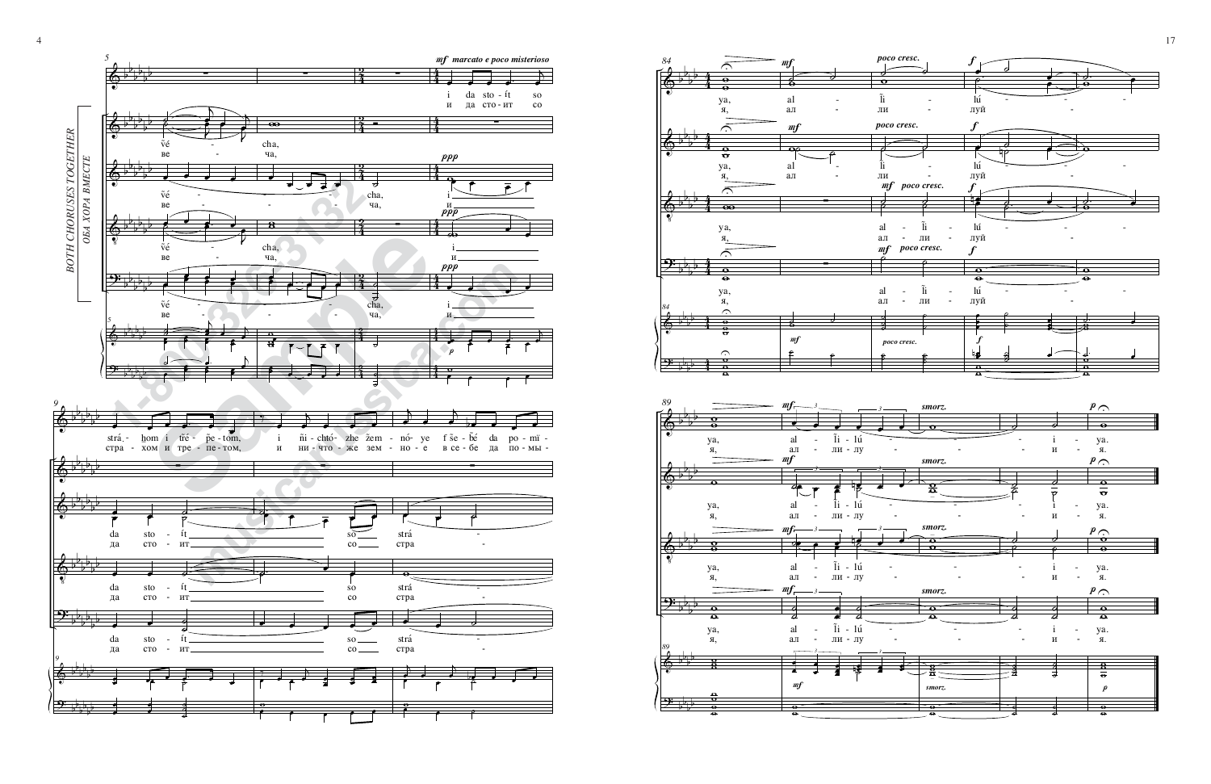BOTH CHORUSES TOGETHER

ОБА ХОРА ВМЕСТЕ

*mf marcato e poco misterioso*

ĩvé - cha,

ве - ча,

i da sto - ít so

и да сто - ит со

strá - hom i tré - pe - tom, i ñi - chtó - zhe žem - nó - ye f še - bě́ da po - mí -

стра - хом и тре - пе - том, и ни - что - же зем - но - е в се - бе да по - мы -

da sto - ít so strá

да сто - ит со стра

*poco cresc.*

ya, al - li - lú -

я, ал - ли - луй -

*smorz.*

ya, al - li - lu - lú - i - ya.

я, ал - ли - лу - и - я.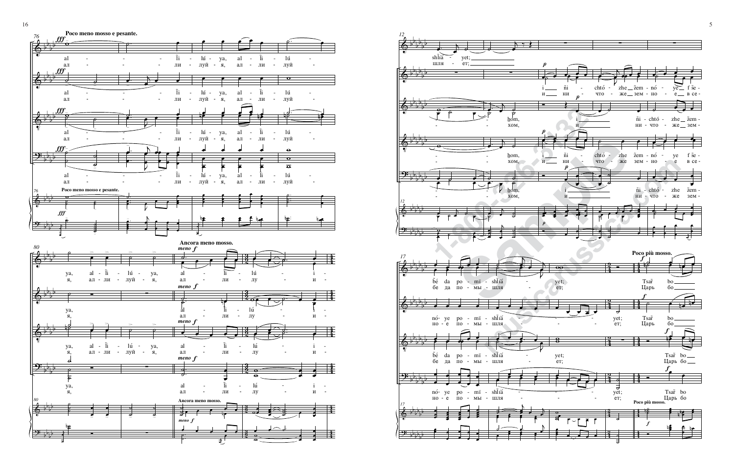**Poco meno mosso e pesante.**

al - - - lí - lú - ya, al - lí - lú -
ал - - - ли - луй - я, ал - ли - луй -

ya, al - lí - lú - ya,
я, ал - ли - луй - я,

**Ancora meno mosso.**

*meno f*

al - lí - lú - i -
ал - ли - лу - и -

shlia - yet;
шля - ет;

i ñi - chtó - zhe žem - nó - ye f še -
и ни - что - же зем - но - е в се -

hom,
хом,

ñé da po - mï - shlïa - yet;
бе да по - мы - шля - ет;

nó - ye po - mï - shlïa - yet;
но - е по - мы - шля - ет;

**Poco più mosso.**

Tsar bo
Царь бо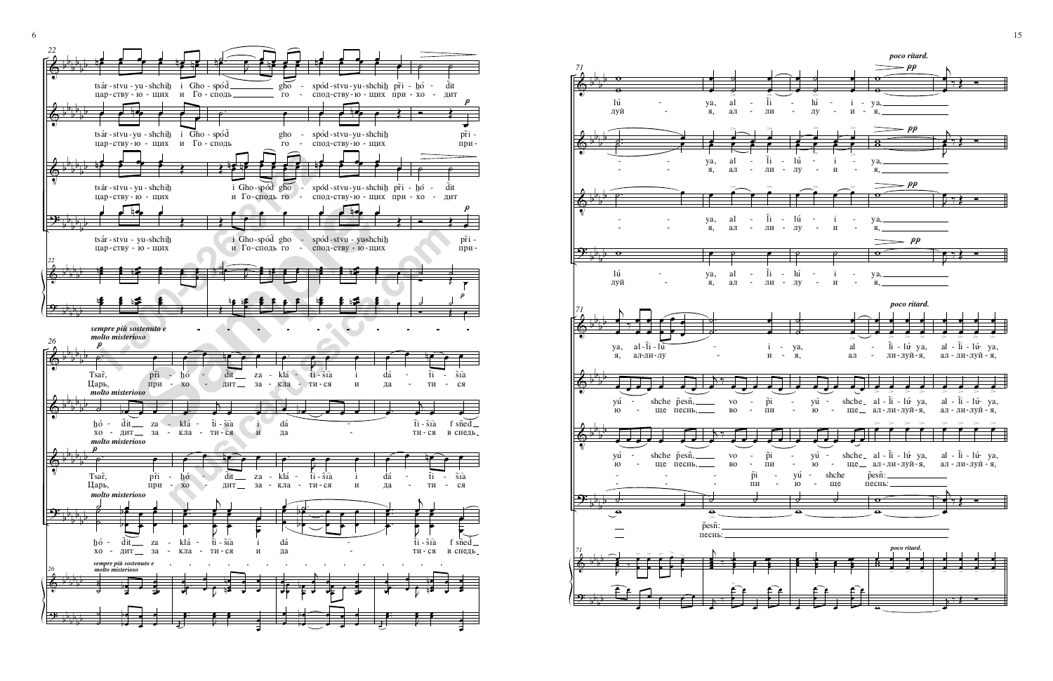tsár - stvu - yu - shchih i Gho - spód gho - spód - stvu - yu - shchih pri - hó - dit
царь - ству - ю - щих и Го - сподь го - спод - ству - ю - щих при - хо - дит

tsár - stvu - yu - shchih i Gho - spód gho - spód - stvu - yu - shchih pri -
царь - ству - ю - щих и Го - сподь го - спод - ству - ю - щих при -

tsár - stvu - yu - shchih i Gho - spód gho - spód - stvu - yu - shchih pri - hó - dit
царь - ству - ю - щих и Го - сподь го - спод - ству - ю - щих при - хо - дит

tsár - stvu - yu - shchih i Gho - spód gho - spód - stvu - yushchih pri -
царь - ству - ю - щих и Го - сподь го - спод - ству - ю - щих при -

*sempre più sostenuto e molto misterioso*

*molto misterioso*

Tsar, pri - hó - dit za - klá - ti - sia i dá - ti - sia
Царь, при - хо - дит за - кла - ти - ся и да - ти - ся

hó - dit za - klá - ti - sia i dá - ti - sia f sned
хо - дит за - кла - ти - ся и да - ти - ся в снедь

Tsar, pri - hó - dit za - klá - ti - sia i dá - ti - sia
Царь, при - хо - дит за - кла - ти - ся и да - ти - ся

hó - dit za - klá - ti - sia i dá - ti - sia f sned
хо - дит за - кла - ти - ся и да - ти - ся в снедь

*poco ritard.*

lú - ya, al - li - lú - i - ya,
луй - я, ал - ли - лу - и - я,

ya, al - li - lú - i - ya,
я, ал - ли - лу - и - я,

ya, al - li - lú - i - ya,
я, ал - ли - лу - и - я,

lú - ya, al - li - lú - i - ya,
луй - я, ал - ли - лу - и - я,

*poco ritard.*

ya, al - li - lu - i - ya, al - li - lú ya, al - li - lú - ya,
я, ал - ли - лу - и - я, ал - ли - луй - я, ал - ли - луй - я,

yú - shche pesn, vo - pi - yú - shche al - li - lú ya, al - li - lú - ya,
ю - ще песнь, во - пи - ю - ще ал - ли - луй - я, ал - ли - луй - я,

yú - shche pesn, vo - pi - yú - shche al - li - lú ya, al - li - lú - ya,
ю - ще песнь, во - пи - ю - ще ал - ли - луй - я, ал - ли - луй - я,

pi - yú - shche pesn:
пи - ю - ще песнь:

pesn:
песнь: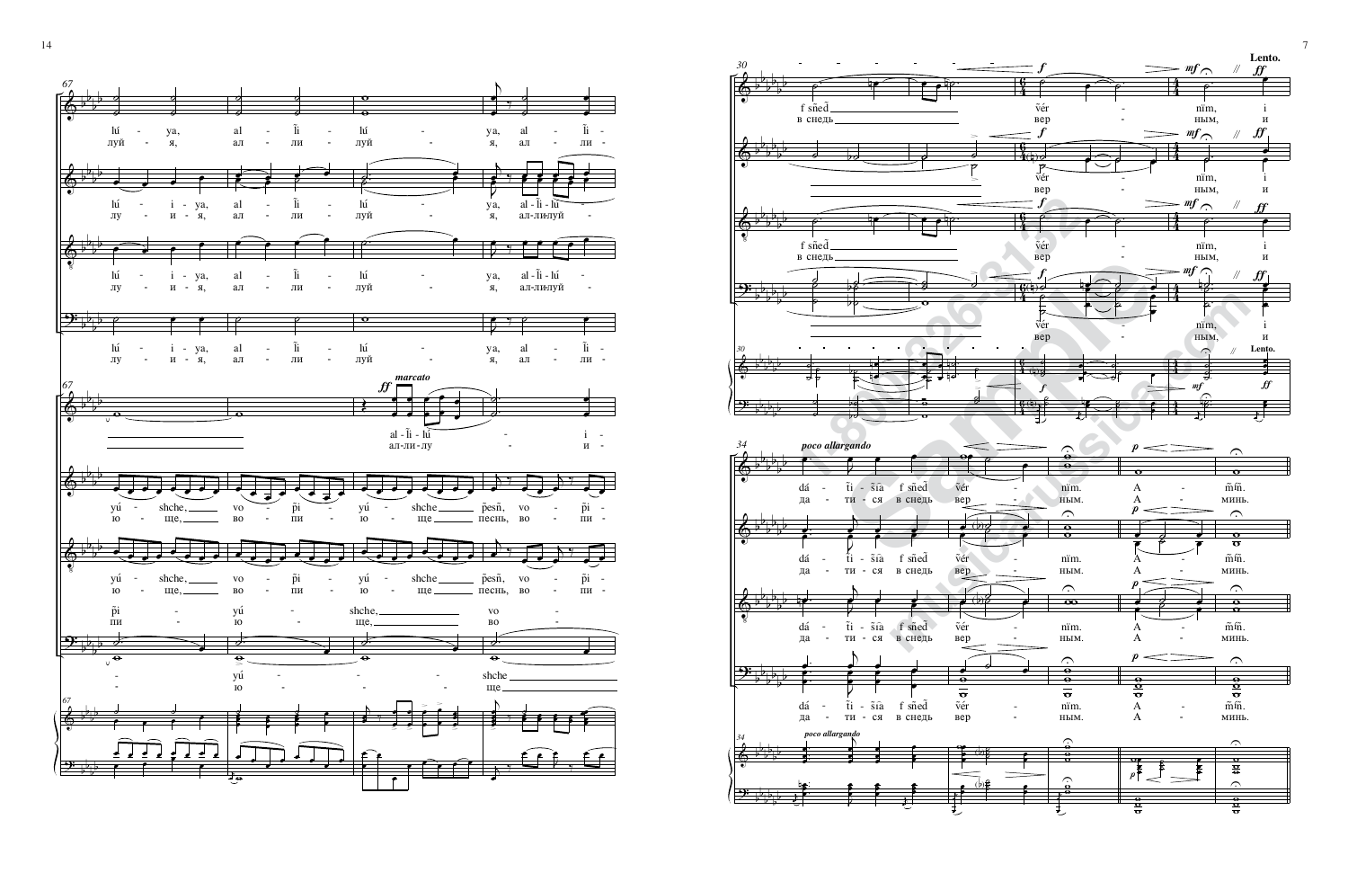*marcato*

lú - ya, al - li - lú - ya, al - li -

луй - я, ал - ли - луй - я, ал - ли -

lú - i - ya, al - li - lú - ya, al - li - lú -

лу - и - я, ал - ли - луй - я, ал-ли-луй -

al - li - lú - i -

ал-ли-лу - и -

yú - shche, vo - pi - yú - shche pesn, vo - pi -

ю - ще, во - пи - ю - ще песнь, во - пи -

pi - yú - shche, vo -

пи - ю - ще, во -

yú - shche

ю - ще

**Lento.**

f sned vér - nïm, i

в снедь вер - ным, и

*poco allargando*

dá - ti - sïa f sned vér - nïm. A - mïn.

да - ти - ся в снедь вер - ным. А - минь.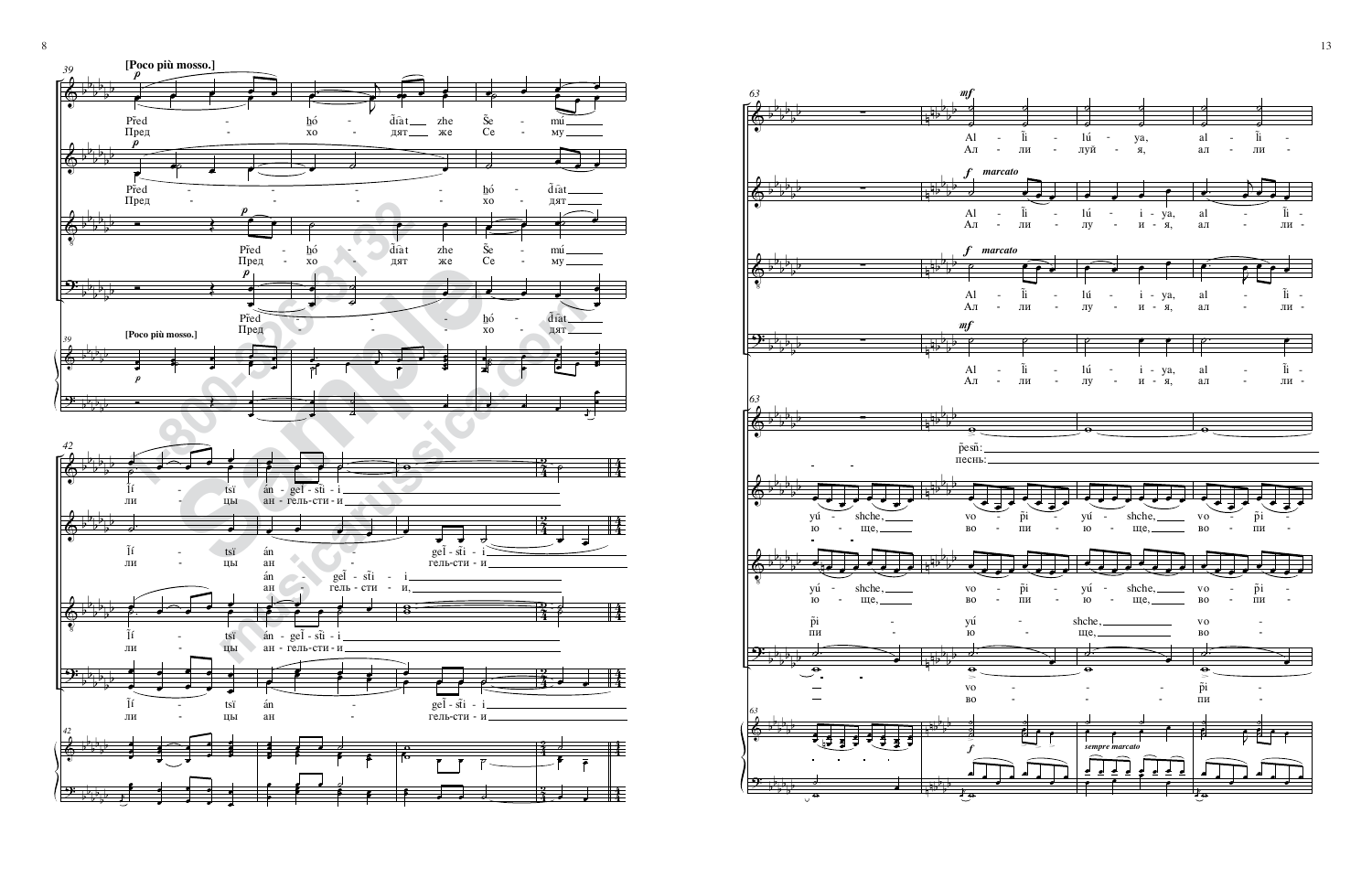[Poco più mosso.]

Před - hó - dĩat zhe Še - mú
Пред - хо - дят же Се - му

Před - hó - dĩat
Пред - хо - дят

Před - hó - dĩat zhe Še - mú
Пред - хо - дят же Се - му

Před - hó - dĩat
Пред - хо - дят

Ĩí - tsï án - geĩ - sĩi - i
ли - цы ан - гель-сти - и

Ĩí - tsï án - geĩ - sĩi - i
ли - цы ан - гель-сти - и

án - geĩ - sĩi - i
ан - гель - сти - и,

Ĩí - tsï án - geĩ - sĩi - i
ли - цы ан - гель-сти - и

Ĩí - tsï án - geĩ - sĩi - i
ли - цы ан - гель-сти - и

Al - ĩi - lú - ya, al - ĩi -
Ал - ли - луй - я, ал - ли -

*f marcato*

Al - ĩi - lú - i - ya, al - ĩi -
Ал - ли - лу - и - я, ал - ли -

Al - ĩi - lú - i - ya, al - ĩi -
Ал - ли - лу - и - я, ал - ли -

Al - ĩi - lú - i - ya, al - ĩi -
Ал - ли - лу - и - я, ал - ли -

p̃esñ:
песнь:

yú - shche, vo - p̃i - yú - shche, vo - p̃i -
ю - ще, во - пи - ю - ще, во - пи -

yú - shche, vo - p̃i - yú - shche, vo - p̃i -
ю - ще, во - пи - ю - ще, во - пи -

p̃i yú - shche, vo -
пи ю - ще, во -

vo - p̃i -
во - пи -

*sempre marcato*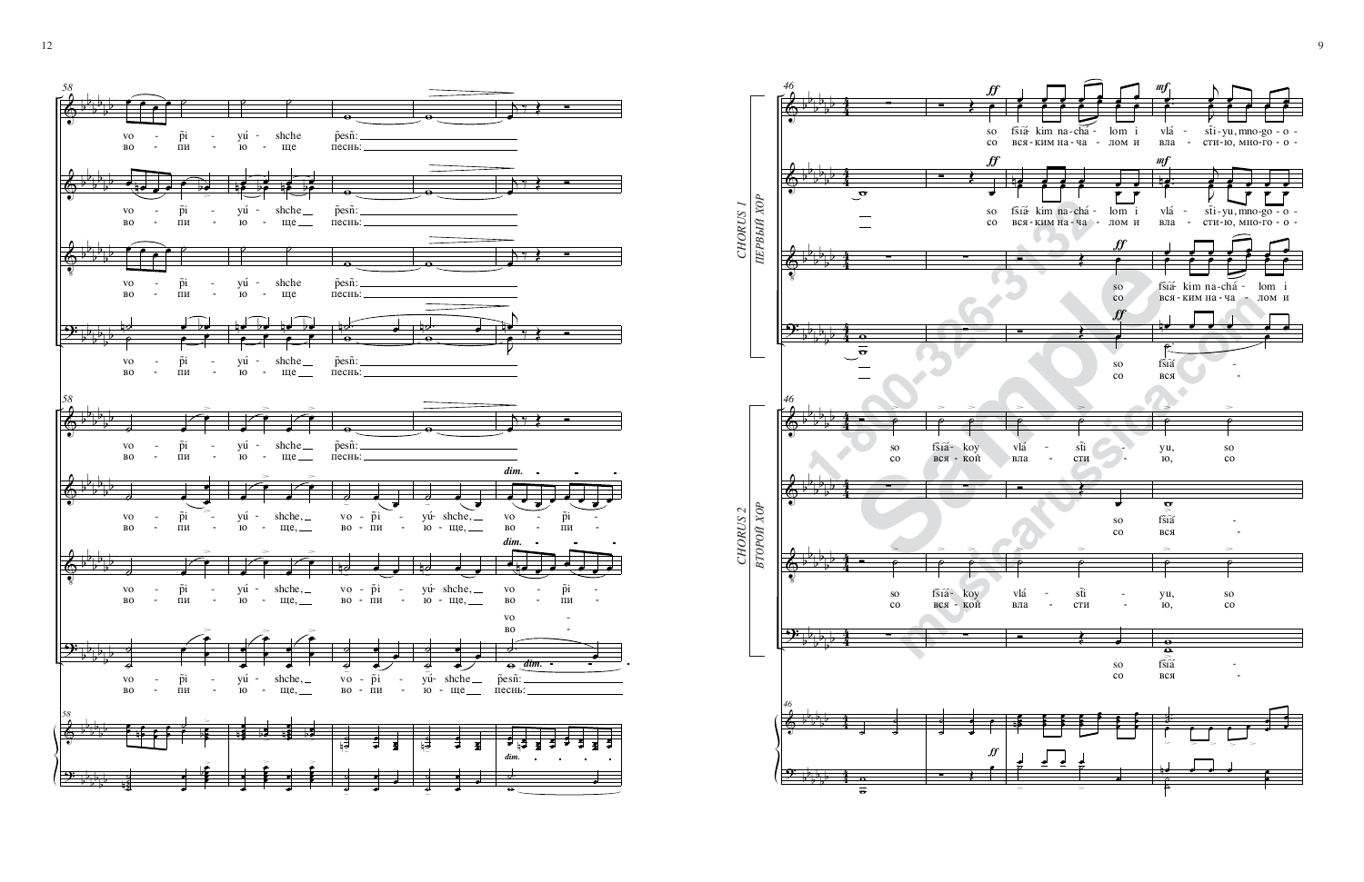58

vo - p̃i - yú - shche p̃esñ:
во - пи - ю - ще песнь:

vo - p̃i - yú - shche p̃esñ:
во - пи - ю - ще песнь:

vo - p̃i - yú - shche, vo - p̃i - yú - shche, vo - p̃i -
во - пи - ю - ще, во - пи - ю - ще, во - пи -

vo - p̃i - yú - shche, vo - p̃i - yú - shche p̃esñ:
во - пи - ю - ще, во - пи - ю - ще песнь:

*dim.*

46

**CHORUS 1 / ПЕРВЫЙ ХОР**

*ff* *mf*

so fśiá- kim na-chá - lom i vlá - sti-yu, mno-go-o-
со вся-ким на-ча - лом и вла - сти-ю, мно-го-о-

so fśiá- kim na-chá - lom i
со вся-ким на-ча - лом и

so fśiá -
со вся -

**CHORUS 2 / ВТОРОЙ ХОР**

so fśiá- koy vlá - sti - yu, so
со вся-кой вла - сти - ю, со

so fśiá -
со вся -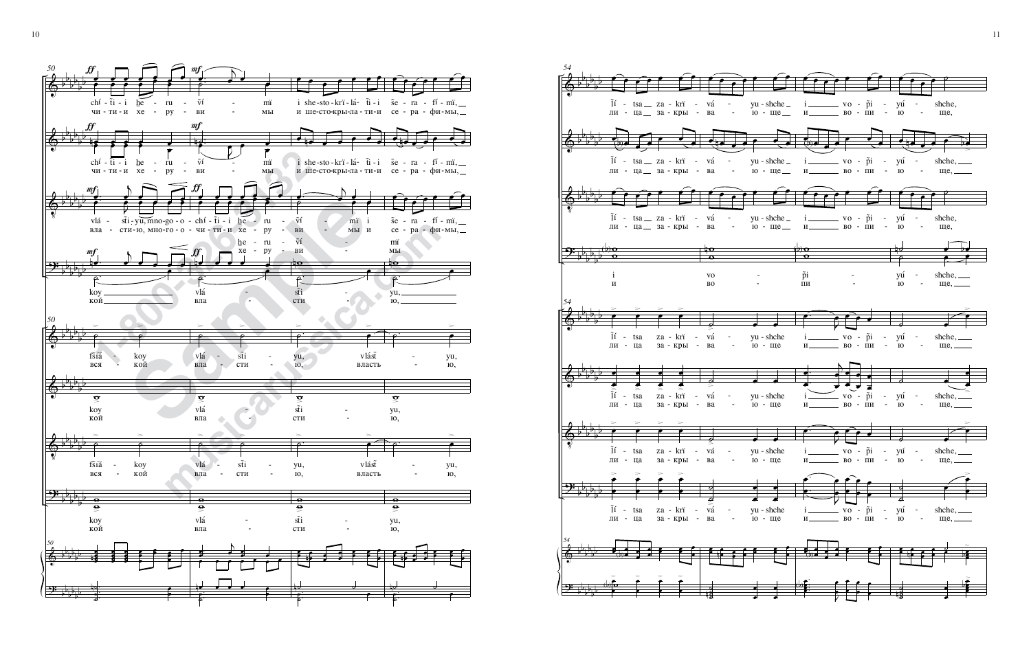50

chí - ti - i he - ru - ví - mï i she-sto-krï-lá - ti - i še - ra - fí - mï,
чи-ти-и хе - ру - ви - мы и ше-сто-кры-ла-ти-и се - ра - фи-мы,

chí - ti - i he - ru - ví - mï i she-sto-krï-lá - ti - i še - ra - fí - mï,
чи-ти-и хе - ру - ви - мы и ше-сто-кры-ла-ти-и се - ра - фи-мы,

vlá - sti - yu, mno-go - o - chí - ti - i he - ru - ví - mï i še - ra - fí - mï,
вла - сти-ю, мно-го-о - чи-ти-и хе - ру - ви - мы и се - ра - фи-мы,

he - ru - ví - mï
хе - ру - ви - мы

koy vlá - sti - yu,
кой вла - сти - ю,

50

fšiá - koy vlá - sti - yu, vlásť - yu,
вся - кой вла - сти - ю, власть - ю,

koy vlá - sti - yu,
кой вла - сти - ю,

fšiá - koy vlá - sti - yu, vlásť - yu,
вся - кой вла - сти - ю, власть - ю,

koy vlá - sti - yu,
кой вла - сти - ю,

54

lí - tsa za - krï - vá - yu - shche i vo - pi - yú - shche,
ли - ца за - кры - ва - ю - ще и во - пи - ю - ще,

lí - tsa za - krï - vá - yu - shche i vo - pi - yú - shche,
ли - ца за - кры - ва - ю - ще и во - пи - ю - ще,

lí - tsa za - krï - vá - yu - shche i vo - pi - yú - shche,
ли - ца за - кры - ва - ю - ще и во - пи - ю - ще,

i vo - pi - yú - shche,
и во - пи - ю - ще,

54

lí - tsa za - krï - vá - yu - shche i vo - pi - yú - shche,
ли - ца за - кры - ва - ю - ще и во - пи - ю - ще,

lí - tsa za - krï - vá - yu - shche i vo - pi - yú - shche,
ли - ца за - кры - ва - ю - ще и во - пи - ю - ще,

lí - tsa za - krï - vá - yu - shche i vo - pi - yú - shche,
ли - ца за - кры - ва - ю - ще и во - пи - ю - ще,

lí - tsa za - krï - vá - yu - shche i vo - pi - yú - shche,
ли - ца за - кры - ва - ю - ще и во - пи - ю - ще,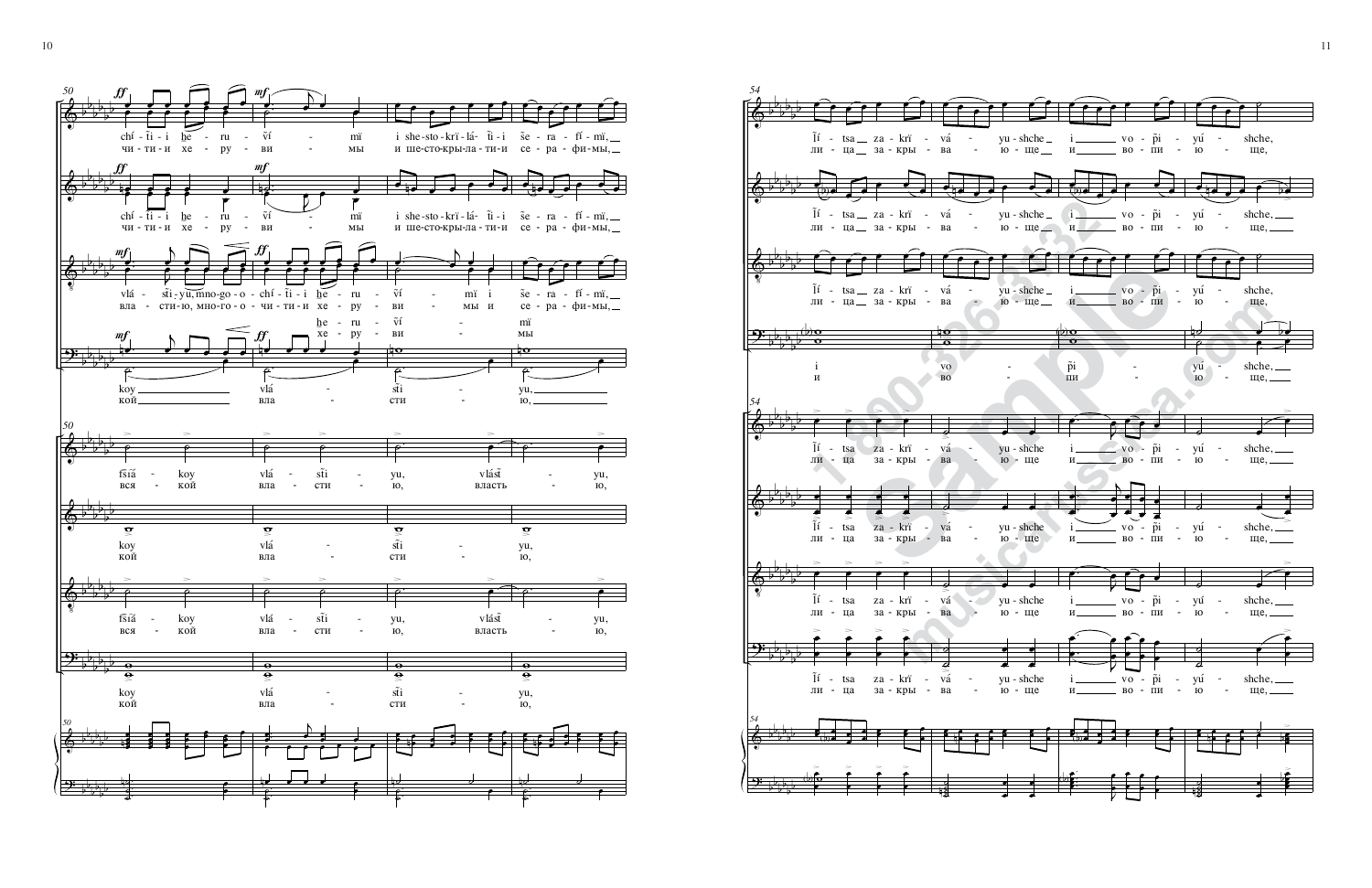50

chí - ti - i he - ru - vî - mï i she - sto - krï - lá - ti - i še - ra - fí - mï,
чи - ти - и хе - ру - ви - мы и ше - сто - кры - ла - ти - и се - ра - фи - мы,

chí - ti - i he - ru - vî - mï i she - sto - krï - lá - ti - i še - ra - fí - mï,
чи - ти - и хе - ру - ви - мы и ше - сто - кры - ла - ти - и се - ра - фи - мы,

vlá - sti - yu, mno - go - o - chí - ti - i he - ru - vî - mï i še - ra - fí - mï,
вла - сти - ю, мно - го - о - чи - ти - и хе - ру - ви - мы и се - ра - фи - мы,

he - ru - vî - mï
хе - ру - ви - мы

koy vlá - sti - yu,
кой вла - сти - ю,

50

fšiá - koy vlá - sti - yu, vlást - yu,
вся - кой вла - сти - ю, власть - ю,

koy vlá - sti - yu,
кой вла - сти - ю,

fšiá - koy vlá - sti - yu, vlást - yu,
вся - кой вла - сти - ю, власть - ю,

koy vlá - sti - yu,
кой вла - сти - ю,

54

Ĩí - tsa za - krï - vá - yu - shche i vo - pi - yú - shche,
ли - ца за - кры - ва - ю - ще и во - пи - ю - ще,

Ĩí - tsa za - krï - vá - yu - shche i vo - pi - yú - shche,
ли - ца за - кры - ва - ю - ще и во - пи - ю - ще,

Ĩí - tsa za - krï - vá - yu - shche i vo - pi - yú - shche,
ли - ца за - кры - ва - ю - ще и во - пи - ю - ще,

i vo - pi - yú - shche,
и во - пи - ю - ще,

54

Ĩí - tsa za - krï - vá - yu - shche i vo - pi - yú - shche,
ли - ца за - кры - ва - ю - ще и во - пи - ю - ще,

Ĩí - tsa za - krï - vá - yu - shche i vo - pi - yú - shche,
ли - ца за - кры - ва - ю - ще и во - пи - ю - ще,

Ĩí - tsa za - krï - vá - yu - shche i vo - pi - yú - shche,
ли - ца за - кры - ва - ю - ще и во - пи - ю - ще,

Ĩí - tsa za - krï - vá - yu - shche i vo - pi - yú - shche,
ли - ца за - кры - ва - ю - ще и во - пи - ю - ще,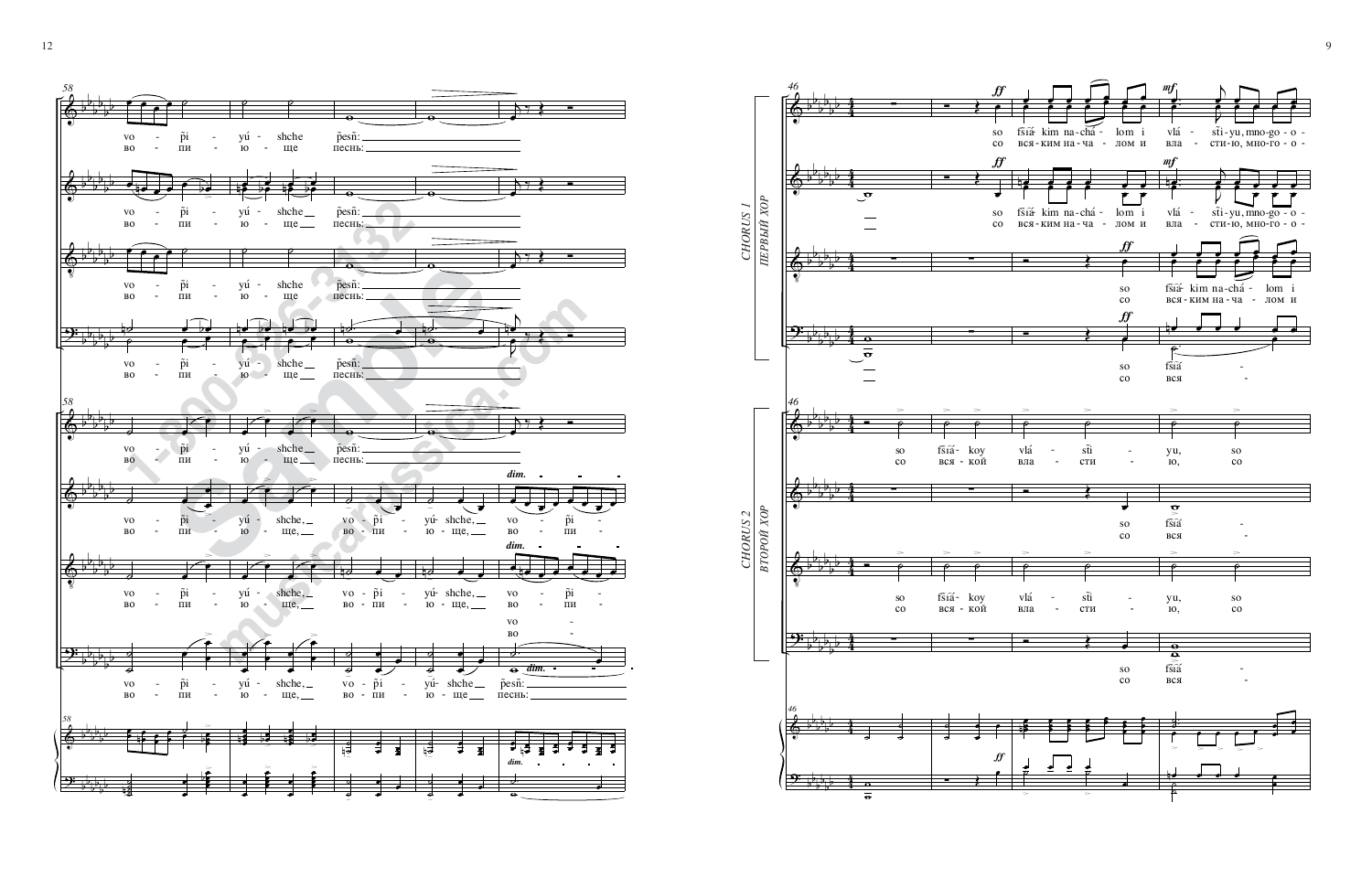58

vo - p̃i - yú - shche p̃esñ:
во - пи - ю - ще песнь:

vo - p̃i - yú - shche p̃esñ:
во - пи - ю - ще песнь:

vo - p̃i - yú - shche p̃esñ:
во - пи - ю - ще песнь:

vo - p̃i - yú - shche p̃esñ:
во - пи - ю - ще песнь:

58

vo - p̃i - yú - shche p̃esñ:
во - пи - ю - ще песнь:

*dim.*

vo - p̃i - yú - shche, vo - p̃i - yú - shche, vo - p̃i -
во - пи - ю - ще, во - пи - ю - ще, во - пи -

*dim.*

vo - p̃i - yú - shche, vo - p̃i - yú - shche, vo - p̃i -
во - пи - ю - ще, во - пи - ю - ще, во - пи -

vo -
во -

vo - p̃i - yú - shche, vo - p̃i - yú - shche p̃esñ:
во - пи - ю - ще, во - пи - ю - ще песнь:

*dim.*

58

*dim.*

46

CHORUS 1
ПЕРВЫЙ ХОР

*ff* *mf*

so fsiá- kim na-chá - lom i vlá - sti-yu, mno-go-o-
со вся-ким на-ча - лом и вла - сти-ю, мно-го-о-

*ff* *mf*

so fsiá- kim na-chá - lom i vlá - sti-yu, mno-go-o-
со вся-ким на-ча - лом и вла - сти-ю, мно-го-о-

*ff*

so fsiá- kim na-chá - lom i
со вся-ким на-ча - лом и

*ff*

so fsiá -
со вся -

46

CHORUS 2
ВТОРОЙ ХОР

so fsiá- koy vlá - sti - yu, so
со вся - кой вла - сти - ю, со

so fsiá -
со вся -

so fsiá- koy vlá - sti - yu, so
со вся - кой вла - сти - ю, со

so fsiá -
со вся -

46

*ff*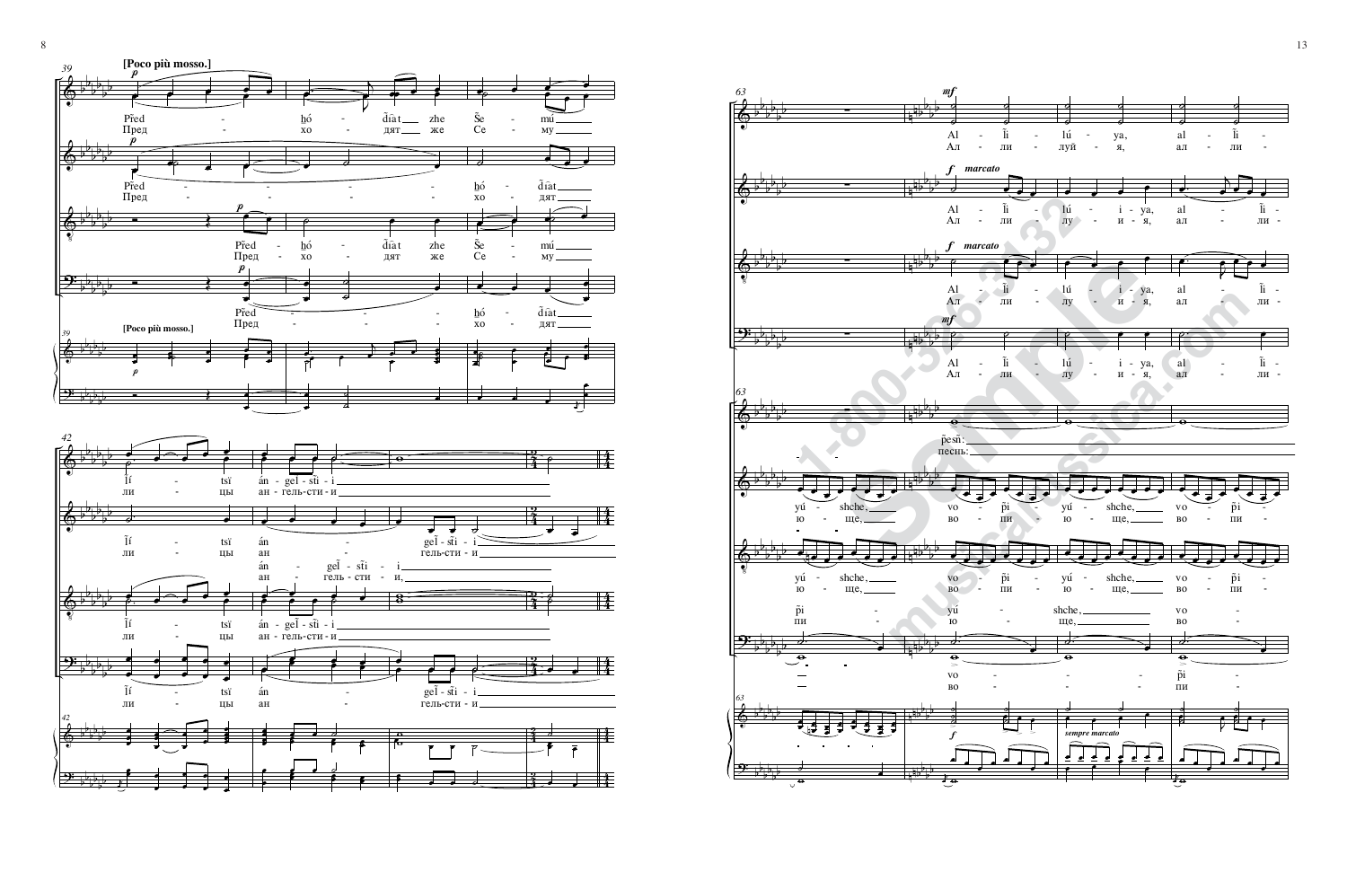[Poco più mosso.]

*p*

Před - hó - dĩat zhe Še - mú
Пред - хо - дят же Се - му

Před - hó - dĩat
Пред - хо - дят

Před - hó - dĩat zhe Še - mú
Пред - хо - дят же Се - му

Před - hó - dĩat
Пред - хо - дят

[Poco più mosso.]

Ĩí - tsï án - gel - sĩi - i
ли - цы ан - гель-сти - и

Ĩí - tsï án - geĩ - sĩi - i
ли - цы ан - гель-сти - и

án - geĩ - sĩi - i
ан - гель - сти - и,

Ĩí - tsï án - gel - sĩi - i
ли - цы ан - гель-сти - и

Ĩí - tsï án - geĩ - sĩi - i
ли - цы ан - гель-сти - и

*mf*

Al - Ĩi - lú - ya, al - Ĩi -
Ал - ли - луй - я, ал - ли -

*f* *marcato*

Al - Ĩi - lú - i - ya, al - Ĩi -
Ал - ли - лу - и - я, ал - ли -

*f* *marcato*

Al - Ĩi - lú - i - ya, al - Ĩi -
Ал - ли - лу - и - я, ал - ли -

*mf*

Al - Ĩi - lú - i - ya, al - Ĩi -
Ал - ли - лу - и - я, ал - ли -

pesñ:
песнь:

yú - shche, vo - pi - yú - shche, vo - pi -
ю - ще, во - пи - ю - ще, во - пи -

yú - shche, vo - pi - yú - shche, vo - pi -
ю - ще, во - пи - ю - ще, во - пи -

pi - yú - shche, vo -
пи - ю - ще, во -

vo - pi -
во - пи -

*f*

*sempre marcato*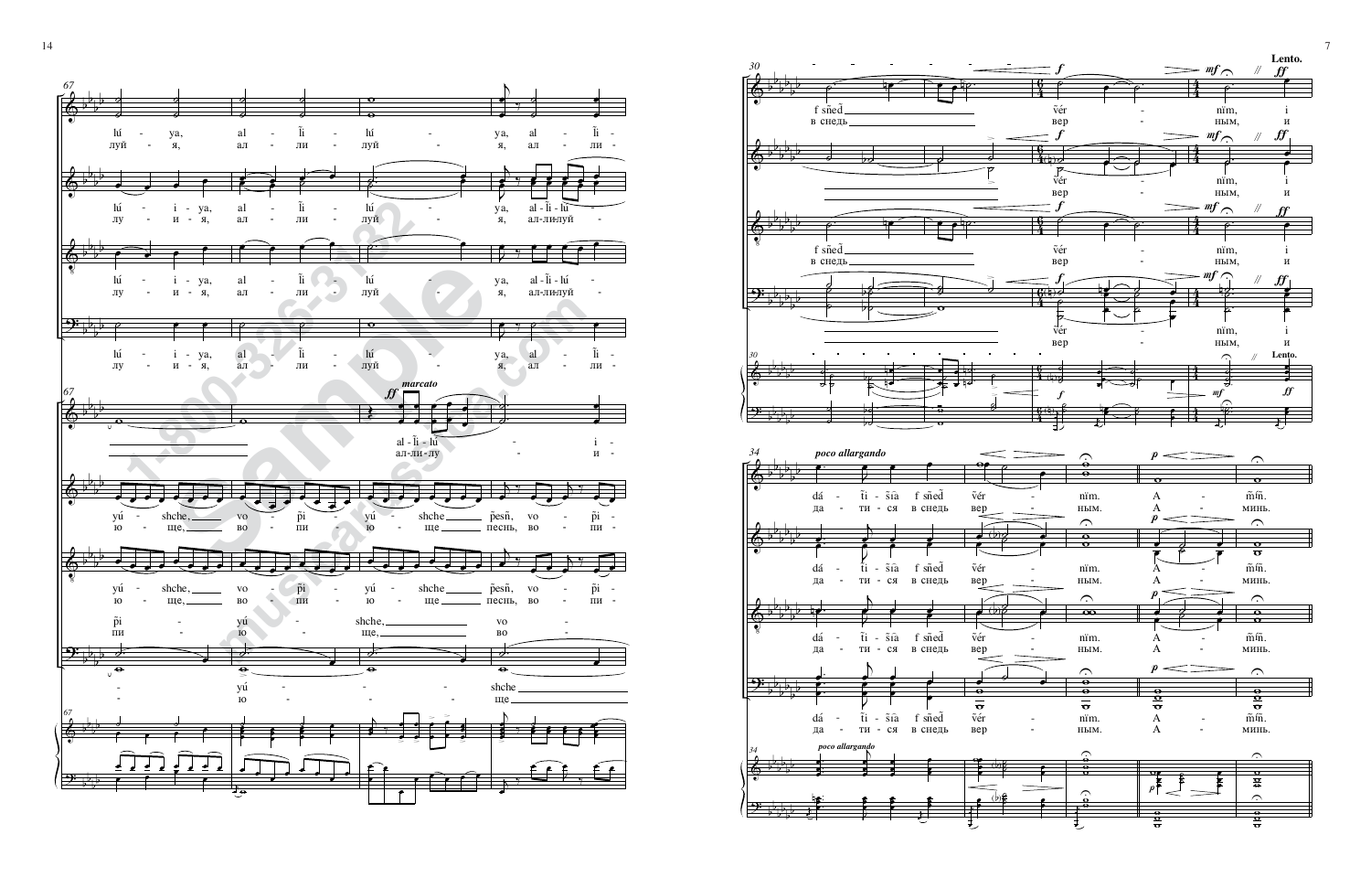67

lú - ya, al - li - lú - ya, al - li -
луй - я, ал - ли - луй - я, ал - ли -

lú - i - ya, al - li - lú - ya, al - li - lú -
лу - и - я, ал - ли - луй - я, ал-ли-луй -

lú - i - ya, al - li - lú - ya, al - li - lú -
лу - и - я, ал - ли - луй - я, ал-ли-луй -

lú - i - ya, al - li - lú - ya, al - li -
лу - и - я, ал - ли - луй - я, ал - ли -

67

*marcato*

**ff**

al - li - lú - i
ал-ли-лу - и

yú - shche, vo - pi - yú - shche pesn, vo - pi -
ю - ще, во - пи - ю - ще песнь, во - пи -

yú - shche, vo - pi - yú - shche pesn, vo - pi -
ю - ще, во - пи - ю - ще песнь, во - пи -

pi - yú - shche, vo -
пи - ю - ще, во -

- yú - shche
- ю - ще

67

30

**f** **mf** **ff**

*Lento.*

f sned vér - nim, i
в снедь вер - ным, и

vér - nim, i
вер - ным, и

f sned vér - nim, i
в снедь вер - ным, и

vér - nim, i
вер - ным, и

30

*Lento.*

34

*poco allargando*

**p**

dá - ti - sia f sned vér - nim. A - min.
да - ти - ся в снедь вер - ным. А - минь.

dá - ti - sia f sned vér - nim. A - min.
да - ти - ся в снедь вер - ным. А - минь.

dá - ti - sia f sned vér - nim. A - min.
да - ти - ся в снедь вер - ным. А - минь.

dá - ti - sia f sned vér - nim. A - min.
да - ти - ся в снедь вер - ным. А - минь.

34

*poco allargando*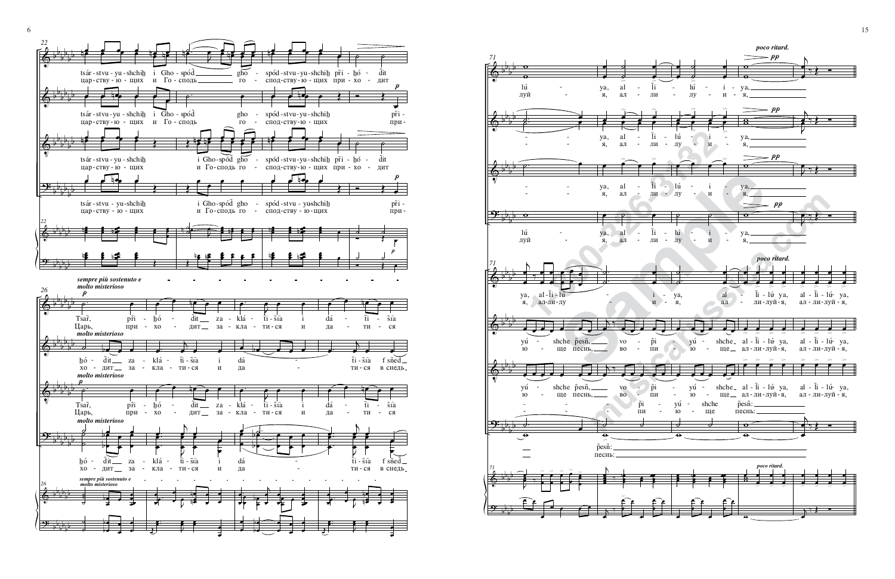**22**

tsár - stvu - yu - shchih i Gho - spód gho - spód - stvu - yu - shchih pri - hó - dit
цар - ству - ю - щих и Го - сподь го - спод - ству - ю - щих при - хо - дит

tsár - stvu - yu - shchih i Gho - spód gho - spód - stvu - yu - shchih pri -
цар - ству - ю - щих и Го - сподь го - спод - ству - ю - щих при -

tsár - stvu - yu - shchih i Gho - spód gho - spód - stvu - yu - shchih pri - hó - dit
цар - ству - ю - щих и Го - сподь го - спод - ству - ю - щих при - хо - дит

tsár - stvu - yu - shchih i Gho - spód gho - spód - stvu - yushchih pri -
цар - ству - ю - щих и Го - сподь го - спод - ству - ю - щих при -

*sempre più sostenuto e molto misterioso*

**26**

*molto misterioso*

Tsar, pri - hó - dit za - klá - ti - sia i dá - ti - sia
Царь, при - хо - дит за - кла - ти - ся и да - ти - ся

*molto misterioso*

hó - dit za - klá - ti - sia i dá - ti - sia f sned
хо - дит за - кла - ти - ся и да - ти - ся в снедь

*molto misterioso*

Tsar, pri - hó - dit za - klá - ti - sia i dá - ti - sia
Царь, при - хо - дит за - кла - ти - ся и да - ти - ся

*molto misterioso*

hó - dit za - klá - ti - sia i dá - ti - sia f sned
хо - дит за - кла - ти - ся и да - ти - ся в снедь

*sempre più sostenuto e molto misterioso*

**71**

*poco ritard.*

lú - ya, al - li - lú - i - ya,
луй - я, ал - ли - лу - и - я,

- - ya, al - li - lú - i - ya,
- - я, ал - ли - лу - и - я,

- - ya, al - li - lú - i - ya,
- - я, ал - ли - лу - и - я,

lú - ya, al - li - lú - i - ya,
луй - я, ал - ли - лу - и - я,

**71**

*poco ritard.*

ya, al - li - lú - i - ya, al - li - lú ya, al - li - lú - ya,
я, ал - ли - лу - и - я, ал - ли - луй - я, ал - ли - луй - я,

yú - shche pesn, vo - pi - yú - shche al - li - lú ya, al - li - lú - ya,
ю - ще песнь, во - пи - ю - ще ал - ли - луй - я, ал - ли - луй - я,

yú - shche pesn, vo - pi - yú - shche al - li - lú ya, al - li - lú - ya,
ю - ще песнь, во - пи - ю - ще ал - ли - луй - я, ал - ли - луй - я,

- - - pi - yú - shche pesn:
- - - пи - ю - ще песнь:

pesn:
песнь:

**71**

*poco ritard.*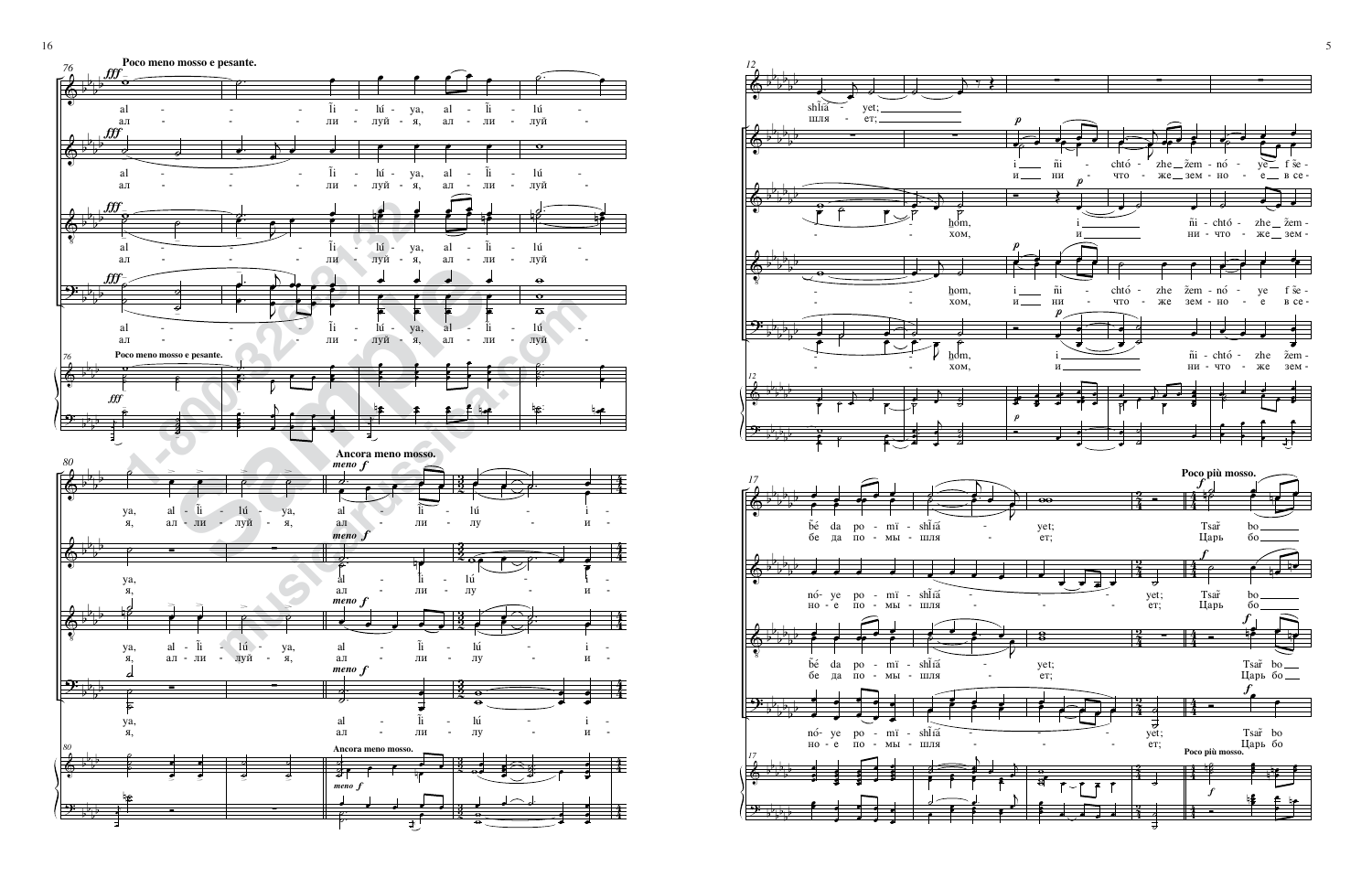**Poco meno mosso e pesante.**

*fff*

al - l̃i - lú - ya, al - l̃i - lú -
ал - ли - луй - я, ал - ли - луй -

ya, al - l̃i - lú - ya,
я, ал - ли - луй - я,

**Ancora meno mosso.**

*meno f*

al - l̃i - lú - i -
ал - ли - лу - и -

shlía - yet;
шля - ет;

*p*

i ñi - chtó - zhe žem - nó - ye f še -
и ни - что - же зем - но - е в се -

hom, i ñi - chtó - zhe žem -
хом, и ни - что - же зем -

ñé da po - mï - shlía - yet;
бе да по - мы - шля - ет;

nó - ye po - mï - shlía - yet;
но - е по - мы - шля - ет;

**Poco più mosso.**

*f*

Tsar̃ bo
Царь бо